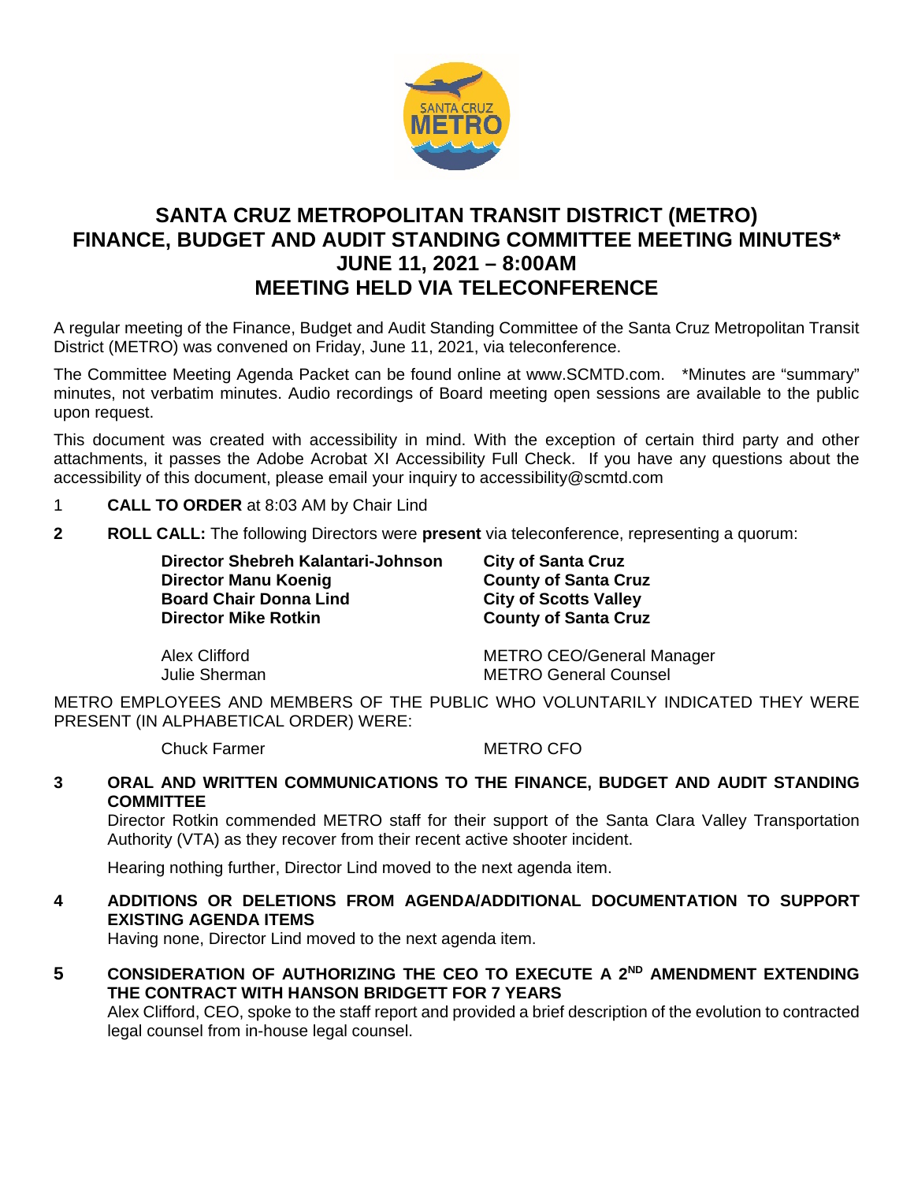# SANTA CRUZ METROPOLITAN TRANSIT DISTRICT (METRO)
# FINANCE, BUDGET AND AUDIT STANDING COMMITTEE MEETING MINUTES*
# JUNE 11, 2021 – 8:00AM
# MEETING HELD VIA TELECONFERENCE

A regular meeting of the Finance, Budget and Audit Standing Committee of the Santa Cruz Metropolitan Transit District (METRO) was convened on Friday, June 11, 2021, via teleconference.

The Committee Meeting Agenda Packet can be found online at www.SCMTD.com. *Minutes are "summary" minutes, not verbatim minutes. Audio recordings of Board meeting open sessions are available to the public upon request.

This document was created with accessibility in mind. With the exception of certain third party and other attachments, it passes the Adobe Acrobat XI Accessibility Full Check. If you have any questions about the accessibility of this document, please email your inquiry to accessibility@scmtd.com

1 **CALL TO ORDER** at 8:03 AM by Chair Lind

**2 ROLL CALL:** The following Directors were **present** via teleconference, representing a quorum:

| | |
|---|---|
| **Director Shebreh Kalantari-Johnson** | **City of Santa Cruz** |
| **Director Manu Koenig** | **County of Santa Cruz** |
| **Board Chair Donna Lind** | **City of Scotts Valley** |
| **Director Mike Rotkin** | **County of Santa Cruz** |

| | |
|---|---|
| Alex Clifford | METRO CEO/General Manager |
| Julie Sherman | METRO General Counsel |

METRO EMPLOYEES AND MEMBERS OF THE PUBLIC WHO VOLUNTARILY INDICATED THEY WERE PRESENT (IN ALPHABETICAL ORDER) WERE:

| | |
|---|---|
| Chuck Farmer | METRO CFO |

**3 ORAL AND WRITTEN COMMUNICATIONS TO THE FINANCE, BUDGET AND AUDIT STANDING COMMITTEE**

Director Rotkin commended METRO staff for their support of the Santa Clara Valley Transportation Authority (VTA) as they recover from their recent active shooter incident.

Hearing nothing further, Director Lind moved to the next agenda item.

**4 ADDITIONS OR DELETIONS FROM AGENDA/ADDITIONAL DOCUMENTATION TO SUPPORT EXISTING AGENDA ITEMS**

Having none, Director Lind moved to the next agenda item.

**5 CONSIDERATION OF AUTHORIZING THE CEO TO EXECUTE A 2ND AMENDMENT EXTENDING THE CONTRACT WITH HANSON BRIDGETT FOR 7 YEARS**

Alex Clifford, CEO, spoke to the staff report and provided a brief description of the evolution to contracted legal counsel from in-house legal counsel.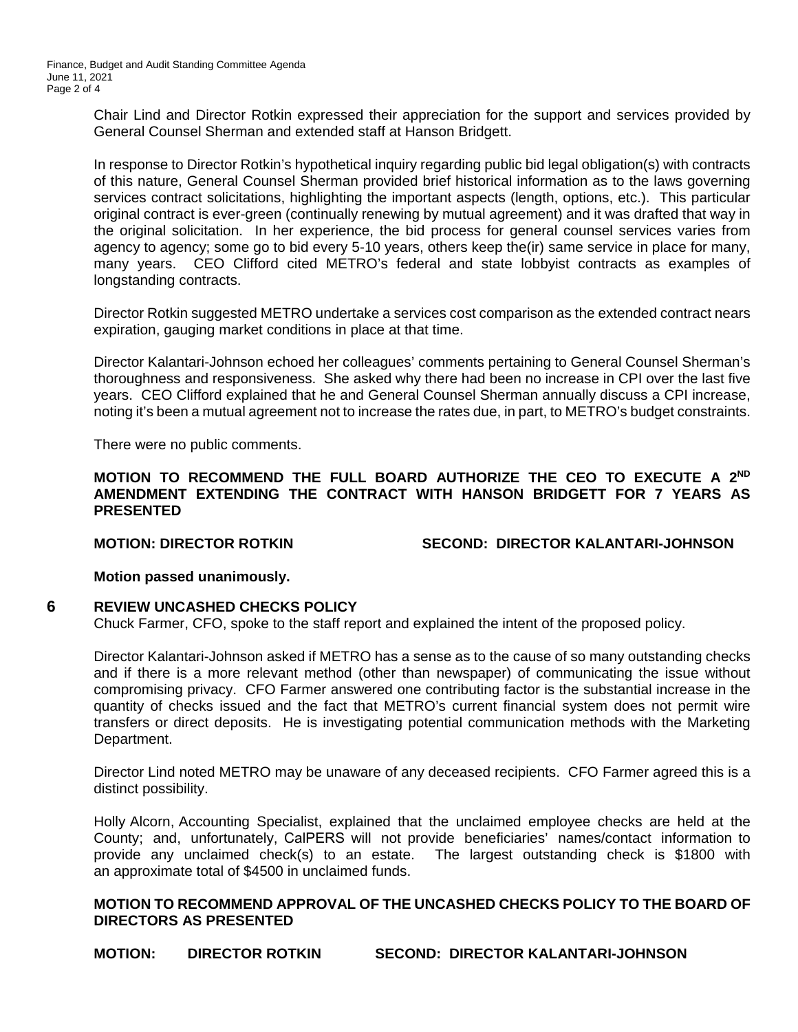Chair Lind and Director Rotkin expressed their appreciation for the support and services provided by General Counsel Sherman and extended staff at Hanson Bridgett.

In response to Director Rotkin's hypothetical inquiry regarding public bid legal obligation(s) with contracts of this nature, General Counsel Sherman provided brief historical information as to the laws governing services contract solicitations, highlighting the important aspects (length, options, etc.). This particular original contract is ever-green (continually renewing by mutual agreement) and it was drafted that way in the original solicitation. In her experience, the bid process for general counsel services varies from agency to agency; some go to bid every 5-10 years, others keep the(ir) same service in place for many, many years. CEO Clifford cited METRO's federal and state lobbyist contracts as examples of longstanding contracts.

Director Rotkin suggested METRO undertake a services cost comparison as the extended contract nears expiration, gauging market conditions in place at that time.

Director Kalantari-Johnson echoed her colleagues' comments pertaining to General Counsel Sherman's thoroughness and responsiveness. She asked why there had been no increase in CPI over the last five years. CEO Clifford explained that he and General Counsel Sherman annually discuss a CPI increase, noting it's been a mutual agreement not to increase the rates due, in part, to METRO's budget constraints.

There were no public comments.

**MOTION TO RECOMMEND THE FULL BOARD AUTHORIZE THE CEO TO EXECUTE A 2ND AMENDMENT EXTENDING THE CONTRACT WITH HANSON BRIDGETT FOR 7 YEARS AS PRESENTED**

**MOTION: DIRECTOR ROTKIN SECOND: DIRECTOR KALANTARI-JOHNSON**

**Motion passed unanimously.**

## 6 REVIEW UNCASHED CHECKS POLICY

Chuck Farmer, CFO, spoke to the staff report and explained the intent of the proposed policy.

Director Kalantari-Johnson asked if METRO has a sense as to the cause of so many outstanding checks and if there is a more relevant method (other than newspaper) of communicating the issue without compromising privacy. CFO Farmer answered one contributing factor is the substantial increase in the quantity of checks issued and the fact that METRO's current financial system does not permit wire transfers or direct deposits. He is investigating potential communication methods with the Marketing Department.

Director Lind noted METRO may be unaware of any deceased recipients. CFO Farmer agreed this is a distinct possibility.

Holly Alcorn, Accounting Specialist, explained that the unclaimed employee checks are held at the County; and, unfortunately, CalPERS will not provide beneficiaries' names/contact information to provide any unclaimed check(s) to an estate. The largest outstanding check is $1800 with an approximate total of $4500 in unclaimed funds.

**MOTION TO RECOMMEND APPROVAL OF THE UNCASHED CHECKS POLICY TO THE BOARD OF DIRECTORS AS PRESENTED**

**MOTION: DIRECTOR ROTKIN SECOND: DIRECTOR KALANTARI-JOHNSON**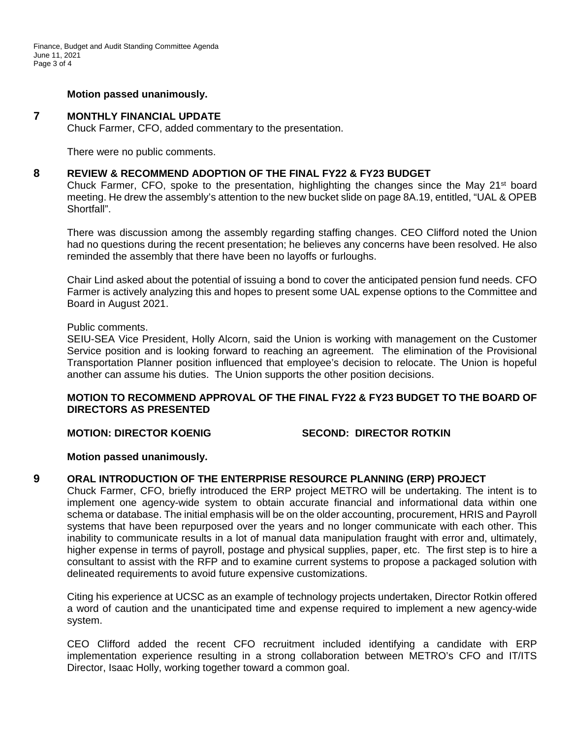**Motion passed unanimously.**

## 7 MONTHLY FINANCIAL UPDATE

Chuck Farmer, CFO, added commentary to the presentation.

There were no public comments.

## 8 REVIEW & RECOMMEND ADOPTION OF THE FINAL FY22 & FY23 BUDGET

Chuck Farmer, CFO, spoke to the presentation, highlighting the changes since the May 21st board meeting. He drew the assembly's attention to the new bucket slide on page 8A.19, entitled, "UAL & OPEB Shortfall".

There was discussion among the assembly regarding staffing changes. CEO Clifford noted the Union had no questions during the recent presentation; he believes any concerns have been resolved. He also reminded the assembly that there have been no layoffs or furloughs.

Chair Lind asked about the potential of issuing a bond to cover the anticipated pension fund needs. CFO Farmer is actively analyzing this and hopes to present some UAL expense options to the Committee and Board in August 2021.

Public comments.
SEIU-SEA Vice President, Holly Alcorn, said the Union is working with management on the Customer Service position and is looking forward to reaching an agreement. The elimination of the Provisional Transportation Planner position influenced that employee's decision to relocate. The Union is hopeful another can assume his duties. The Union supports the other position decisions.

**MOTION TO RECOMMEND APPROVAL OF THE FINAL FY22 & FY23 BUDGET TO THE BOARD OF DIRECTORS AS PRESENTED**

**MOTION: DIRECTOR KOENIG SECOND: DIRECTOR ROTKIN**

**Motion passed unanimously.**

## 9 ORAL INTRODUCTION OF THE ENTERPRISE RESOURCE PLANNING (ERP) PROJECT

Chuck Farmer, CFO, briefly introduced the ERP project METRO will be undertaking. The intent is to implement one agency-wide system to obtain accurate financial and informational data within one schema or database. The initial emphasis will be on the older accounting, procurement, HRIS and Payroll systems that have been repurposed over the years and no longer communicate with each other. This inability to communicate results in a lot of manual data manipulation fraught with error and, ultimately, higher expense in terms of payroll, postage and physical supplies, paper, etc. The first step is to hire a consultant to assist with the RFP and to examine current systems to propose a packaged solution with delineated requirements to avoid future expensive customizations.

Citing his experience at UCSC as an example of technology projects undertaken, Director Rotkin offered a word of caution and the unanticipated time and expense required to implement a new agency-wide system.

CEO Clifford added the recent CFO recruitment included identifying a candidate with ERP implementation experience resulting in a strong collaboration between METRO's CFO and IT/ITS Director, Isaac Holly, working together toward a common goal.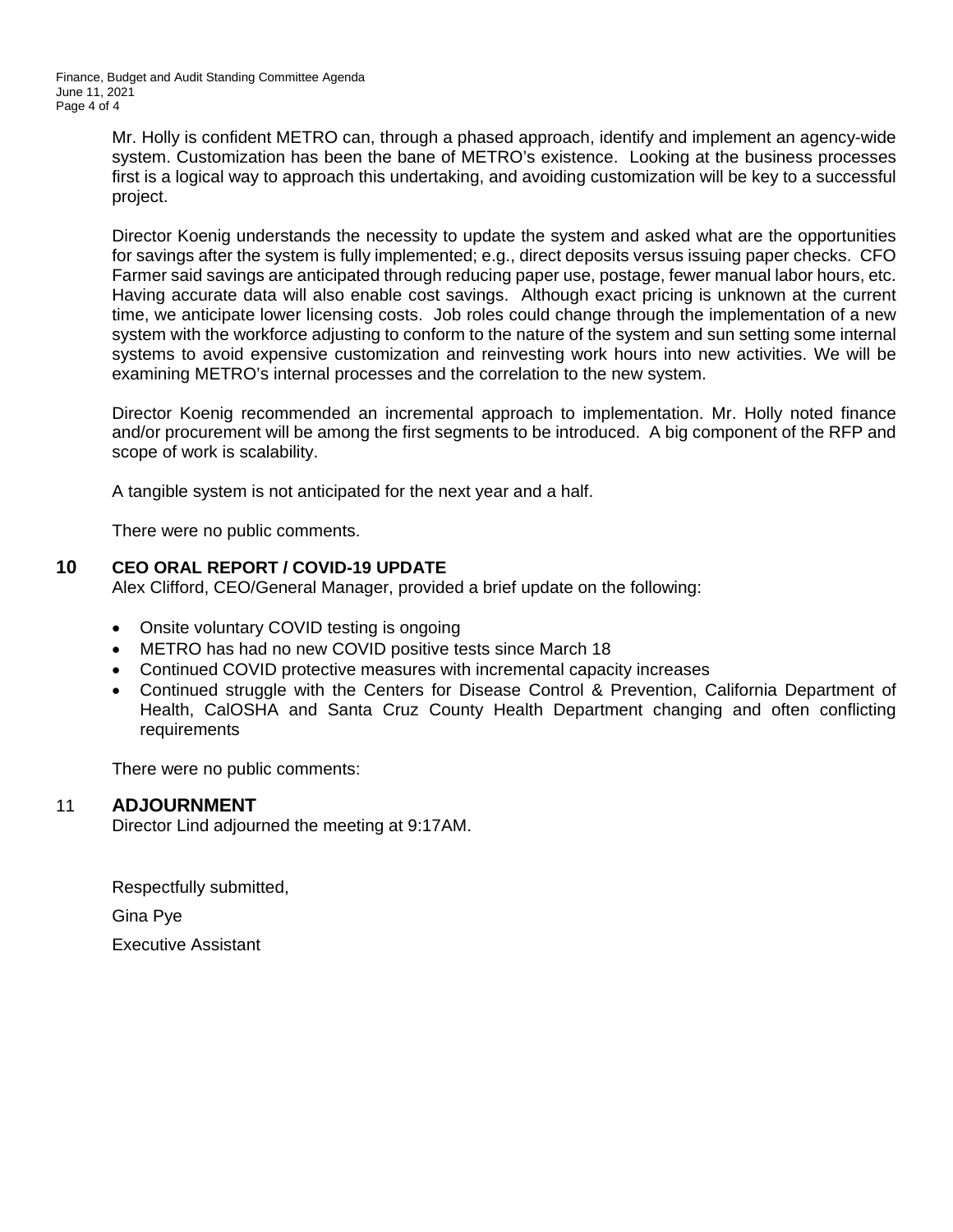Mr. Holly is confident METRO can, through a phased approach, identify and implement an agency-wide system. Customization has been the bane of METRO's existence. Looking at the business processes first is a logical way to approach this undertaking, and avoiding customization will be key to a successful project.

Director Koenig understands the necessity to update the system and asked what are the opportunities for savings after the system is fully implemented; e.g., direct deposits versus issuing paper checks. CFO Farmer said savings are anticipated through reducing paper use, postage, fewer manual labor hours, etc. Having accurate data will also enable cost savings. Although exact pricing is unknown at the current time, we anticipate lower licensing costs. Job roles could change through the implementation of a new system with the workforce adjusting to conform to the nature of the system and sun setting some internal systems to avoid expensive customization and reinvesting work hours into new activities. We will be examining METRO's internal processes and the correlation to the new system.

Director Koenig recommended an incremental approach to implementation. Mr. Holly noted finance and/or procurement will be among the first segments to be introduced. A big component of the RFP and scope of work is scalability.

A tangible system is not anticipated for the next year and a half.

There were no public comments.

## 10 CEO ORAL REPORT / COVID-19 UPDATE

Alex Clifford, CEO/General Manager, provided a brief update on the following:

- Onsite voluntary COVID testing is ongoing
- METRO has had no new COVID positive tests since March 18
- Continued COVID protective measures with incremental capacity increases
- Continued struggle with the Centers for Disease Control & Prevention, California Department of Health, CalOSHA and Santa Cruz County Health Department changing and often conflicting requirements

There were no public comments:

## 11 ADJOURNMENT

Director Lind adjourned the meeting at 9:17AM.

Respectfully submitted,

Gina Pye

Executive Assistant